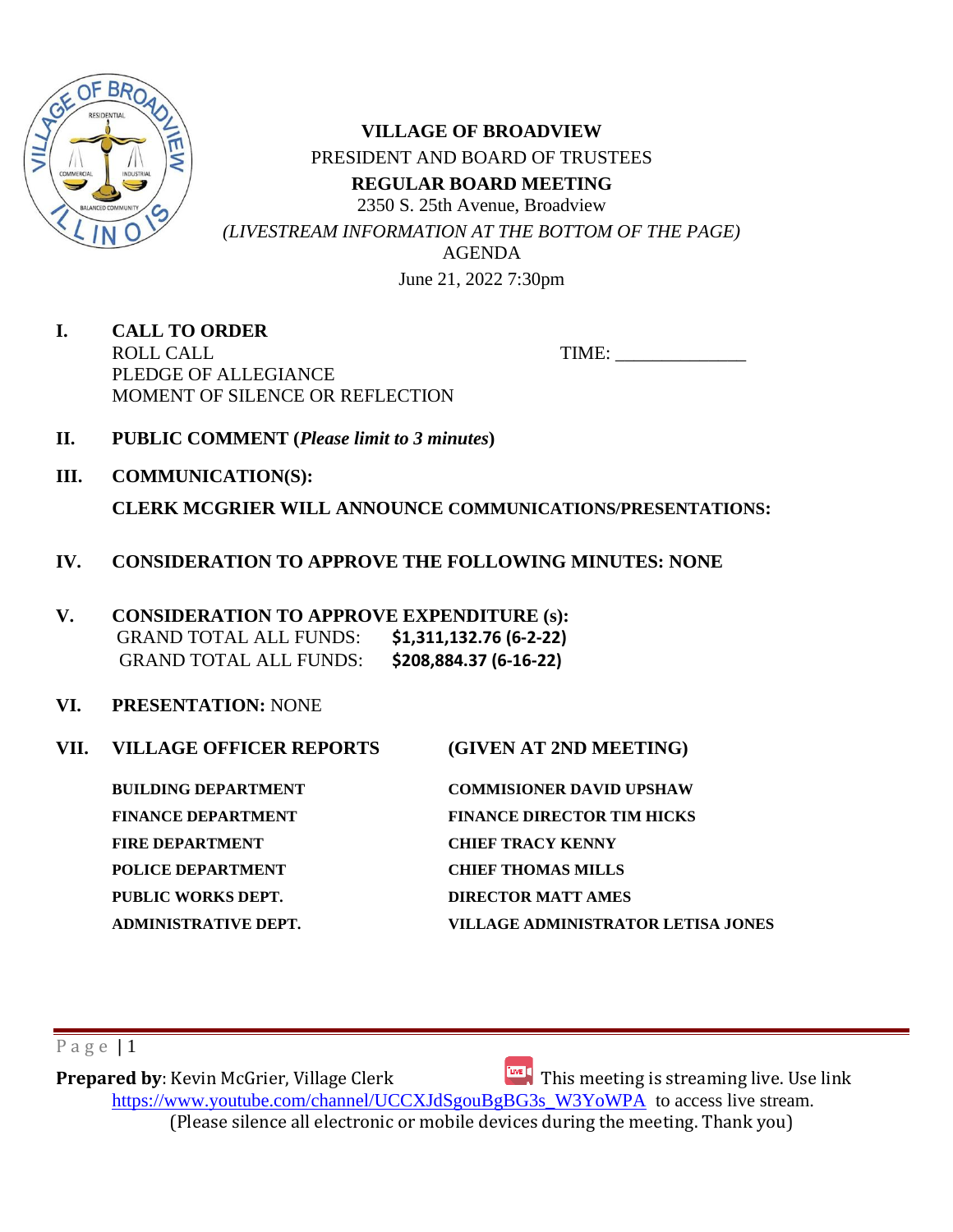# VILLAGE OF BROADVIEW

PRESIDENT AND BOARD OF TRUSTEES

**REGULAR BOARD MEETING**

2350 S. 25th Avenue, Broadview

*(LIVESTREAM INFORMATION AT THE BOTTOM OF THE PAGE)*

AGENDA

June 21, 2022 7:30pm

**I. CALL TO ORDER**

ROLL CALL TIME: ______________

PLEDGE OF ALLEGIANCE

MOMENT OF SILENCE OR REFLECTION

**II. PUBLIC COMMENT (*Please limit to 3 minutes*)**

**III. COMMUNICATION(S):**

**CLERK MCGRIER WILL ANNOUNCE COMMUNICATIONS/PRESENTATIONS:**

**IV. CONSIDERATION TO APPROVE THE FOLLOWING MINUTES: NONE**

**V. CONSIDERATION TO APPROVE EXPENDITURE (s):**

GRAND TOTAL ALL FUNDS: **$1,311,132.76 (6-2-22)**

GRAND TOTAL ALL FUNDS: **$208,884.37 (6-16-22)**

**VI. PRESENTATION:** NONE

**VII. VILLAGE OFFICER REPORTS (GIVEN AT 2ND MEETING)**

| | |
|---|---|
| **BUILDING DEPARTMENT** | **COMMISIONER DAVID UPSHAW** |
| **FINANCE DEPARTMENT** | **FINANCE DIRECTOR TIM HICKS** |
| **FIRE DEPARTMENT** | **CHIEF TRACY KENNY** |
| **POLICE DEPARTMENT** | **CHIEF THOMAS MILLS** |
| **PUBLIC WORKS DEPT.** | **DIRECTOR MATT AMES** |
| **ADMINISTRATIVE DEPT.** | **VILLAGE ADMINISTRATOR LETISA JONES** |

**Prepared by**: Kevin McGrier, Village Clerk

This meeting is streaming live. Use link https://www.youtube.com/channel/UCCXJdSgouBgBG3s_W3YoWPA to access live stream.

(Please silence all electronic or mobile devices during the meeting. Thank you)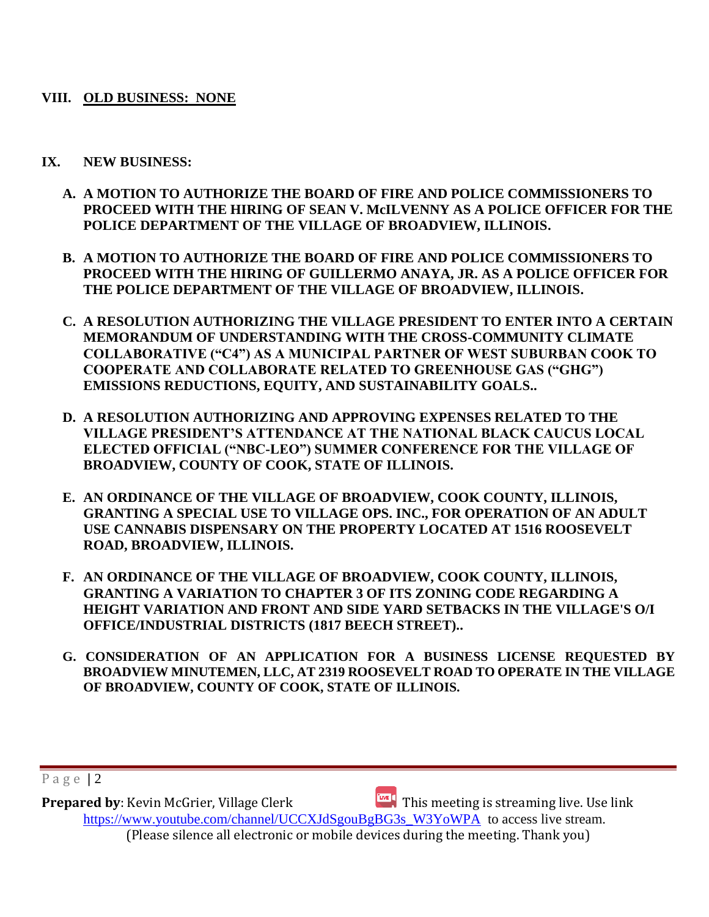**VIII. <u>OLD BUSINESS: NONE</u>**

**IX. NEW BUSINESS:**

**A. A MOTION TO AUTHORIZE THE BOARD OF FIRE AND POLICE COMMISSIONERS TO PROCEED WITH THE HIRING OF SEAN V. McILVENNY AS A POLICE OFFICER FOR THE POLICE DEPARTMENT OF THE VILLAGE OF BROADVIEW, ILLINOIS.**

**B. A MOTION TO AUTHORIZE THE BOARD OF FIRE AND POLICE COMMISSIONERS TO PROCEED WITH THE HIRING OF GUILLERMO ANAYA, JR. AS A POLICE OFFICER FOR THE POLICE DEPARTMENT OF THE VILLAGE OF BROADVIEW, ILLINOIS.**

**C. A RESOLUTION AUTHORIZING THE VILLAGE PRESIDENT TO ENTER INTO A CERTAIN MEMORANDUM OF UNDERSTANDING WITH THE CROSS-COMMUNITY CLIMATE COLLABORATIVE ("C4") AS A MUNICIPAL PARTNER OF WEST SUBURBAN COOK TO COOPERATE AND COLLABORATE RELATED TO GREENHOUSE GAS ("GHG") EMISSIONS REDUCTIONS, EQUITY, AND SUSTAINABILITY GOALS..**

**D. A RESOLUTION AUTHORIZING AND APPROVING EXPENSES RELATED TO THE VILLAGE PRESIDENT'S ATTENDANCE AT THE NATIONAL BLACK CAUCUS LOCAL ELECTED OFFICIAL ("NBC-LEO") SUMMER CONFERENCE FOR THE VILLAGE OF BROADVIEW, COUNTY OF COOK, STATE OF ILLINOIS.**

**E. AN ORDINANCE OF THE VILLAGE OF BROADVIEW, COOK COUNTY, ILLINOIS, GRANTING A SPECIAL USE TO VILLAGE OPS. INC., FOR OPERATION OF AN ADULT USE CANNABIS DISPENSARY ON THE PROPERTY LOCATED AT 1516 ROOSEVELT ROAD, BROADVIEW, ILLINOIS.**

**F. AN ORDINANCE OF THE VILLAGE OF BROADVIEW, COOK COUNTY, ILLINOIS, GRANTING A VARIATION TO CHAPTER 3 OF ITS ZONING CODE REGARDING A HEIGHT VARIATION AND FRONT AND SIDE YARD SETBACKS IN THE VILLAGE'S O/I OFFICE/INDUSTRIAL DISTRICTS (1817 BEECH STREET)..**

**G. CONSIDERATION OF AN APPLICATION FOR A BUSINESS LICENSE REQUESTED BY BROADVIEW MINUTEMEN, LLC, AT 2319 ROOSEVELT ROAD TO OPERATE IN THE VILLAGE OF BROADVIEW, COUNTY OF COOK, STATE OF ILLINOIS.**

**Prepared by**: Kevin McGrier, Village Clerk — This meeting is streaming live. Use link https://www.youtube.com/channel/UCCXJdSgouBgBG3s_W3YoWPA to access live stream.
(Please silence all electronic or mobile devices during the meeting. Thank you)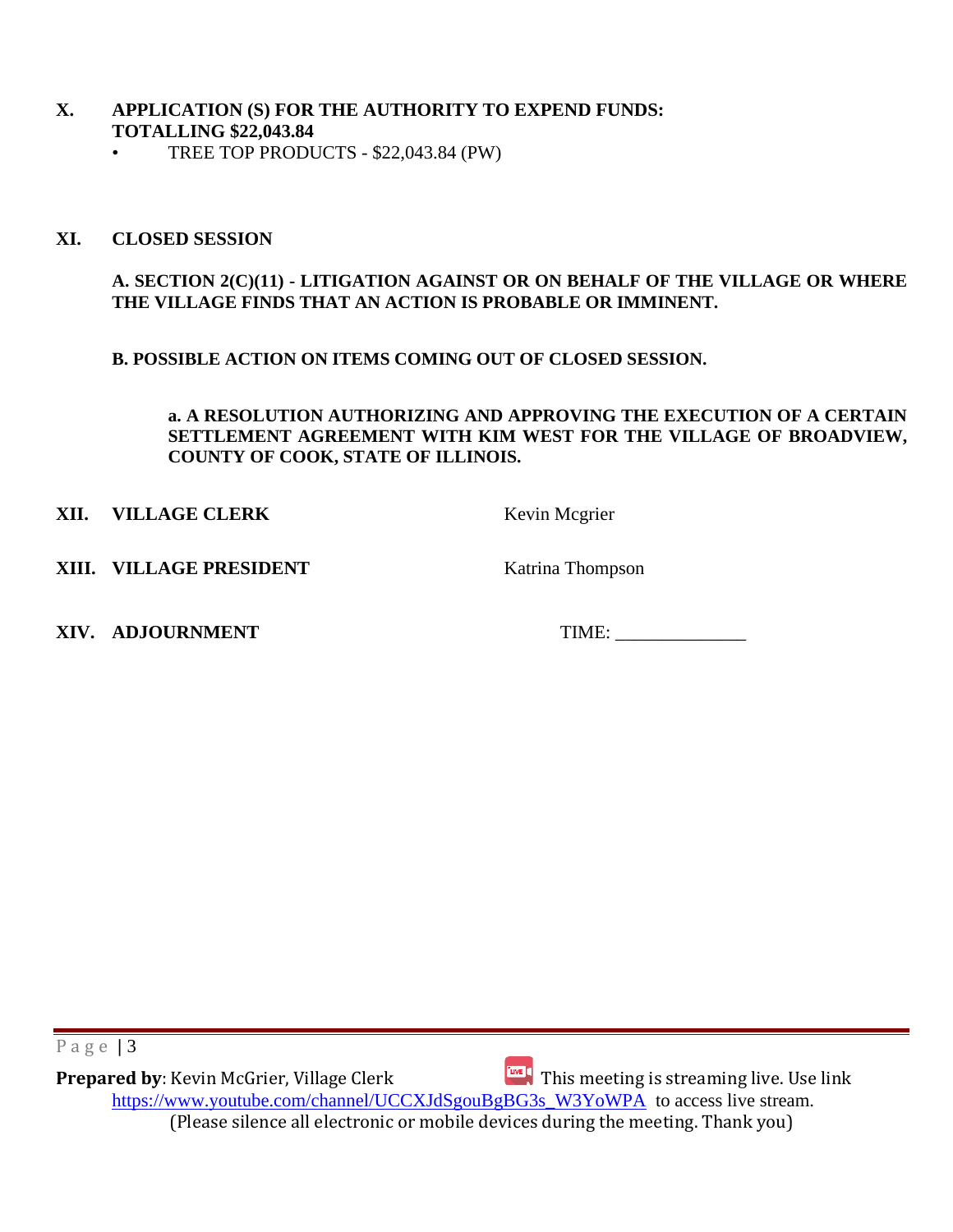**X. APPLICATION (S) FOR THE AUTHORITY TO EXPEND FUNDS: TOTALLING $22,043.84**

- TREE TOP PRODUCTS - $22,043.84 (PW)

**XI. CLOSED SESSION**

**A. SECTION 2(C)(11) - LITIGATION AGAINST OR ON BEHALF OF THE VILLAGE OR WHERE THE VILLAGE FINDS THAT AN ACTION IS PROBABLE OR IMMINENT.**

**B. POSSIBLE ACTION ON ITEMS COMING OUT OF CLOSED SESSION.**

**a. A RESOLUTION AUTHORIZING AND APPROVING THE EXECUTION OF A CERTAIN SETTLEMENT AGREEMENT WITH KIM WEST FOR THE VILLAGE OF BROADVIEW, COUNTY OF COOK, STATE OF ILLINOIS.**

**XII. VILLAGE CLERK** Kevin Mcgrier

**XIII. VILLAGE PRESIDENT** Katrina Thompson

**XIV. ADJOURNMENT** TIME: ______________

**Prepared by**: Kevin McGrier, Village Clerk

This meeting is streaming live. Use link https://www.youtube.com/channel/UCCXJdSgouBgBG3s_W3YoWPA to access live stream.

(Please silence all electronic or mobile devices during the meeting. Thank you)